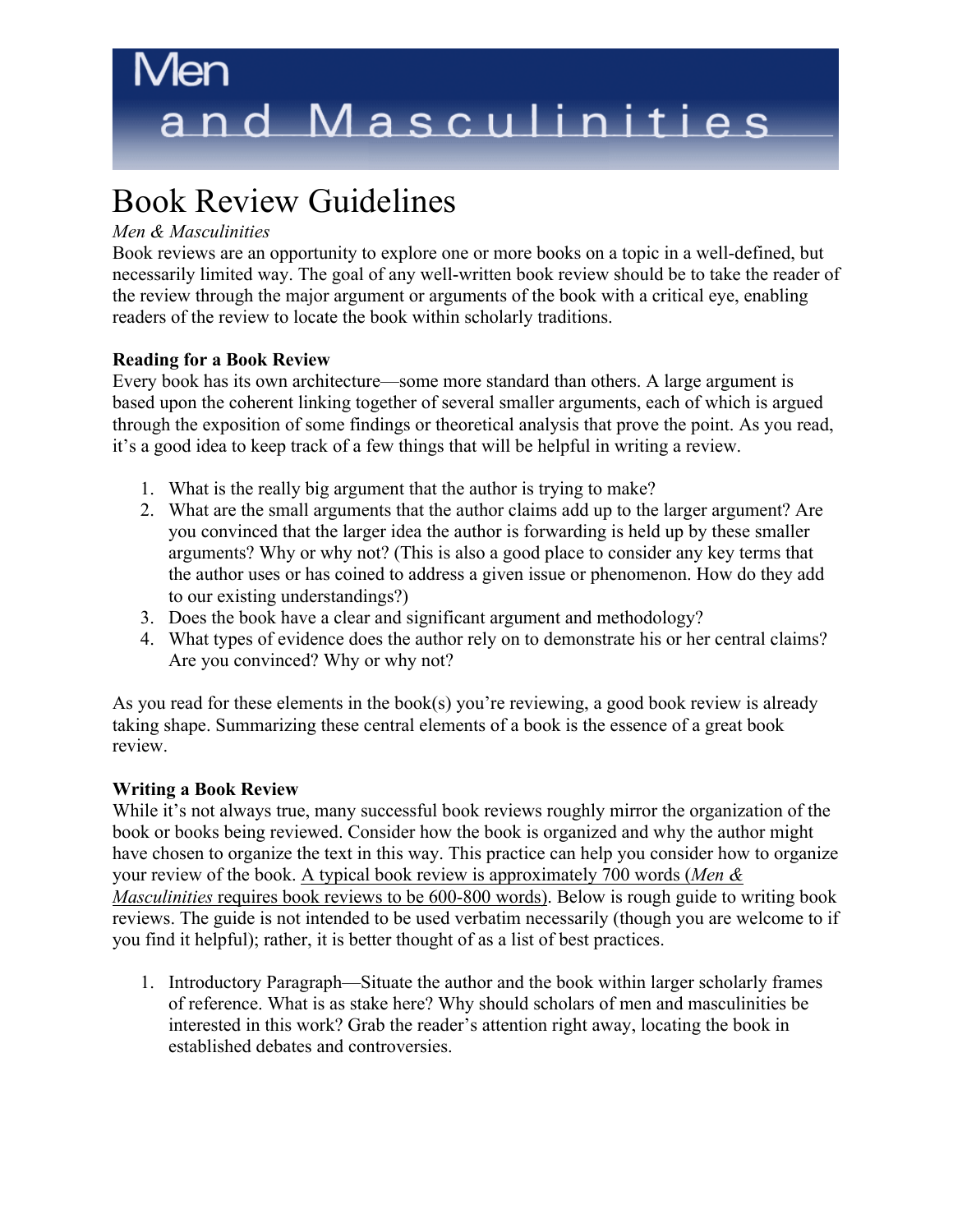# Men and Masculinities

## Book Review Guidelines

*Men & Masculinities*

Book reviews are an opportunity to explore one or more books on a topic in a well-defined, but necessarily limited way. The goal of any well-written book review should be to take the reader of the review through the major argument or arguments of the book with a critical eye, enabling readers of the review to locate the book within scholarly traditions.

**Reading for a Book Review**

Every book has its own architecture—some more standard than others. A large argument is based upon the coherent linking together of several smaller arguments, each of which is argued through the exposition of some findings or theoretical analysis that prove the point. As you read, it's a good idea to keep track of a few things that will be helpful in writing a review.

1. What is the really big argument that the author is trying to make?
2. What are the small arguments that the author claims add up to the larger argument? Are you convinced that the larger idea the author is forwarding is held up by these smaller arguments? Why or why not? (This is also a good place to consider any key terms that the author uses or has coined to address a given issue or phenomenon. How do they add to our existing understandings?)
3. Does the book have a clear and significant argument and methodology?
4. What types of evidence does the author rely on to demonstrate his or her central claims? Are you convinced? Why or why not?

As you read for these elements in the book(s) you're reviewing, a good book review is already taking shape. Summarizing these central elements of a book is the essence of a great book review.

**Writing a Book Review**

While it's not always true, many successful book reviews roughly mirror the organization of the book or books being reviewed. Consider how the book is organized and why the author might have chosen to organize the text in this way. This practice can help you consider how to organize your review of the book. <u>A typical book review is approximately 700 words (*Men & Masculinities* requires book reviews to be 600-800 words)</u>. Below is rough guide to writing book reviews. The guide is not intended to be used verbatim necessarily (though you are welcome to if you find it helpful); rather, it is better thought of as a list of best practices.

1. Introductory Paragraph—Situate the author and the book within larger scholarly frames of reference. What is as stake here? Why should scholars of men and masculinities be interested in this work? Grab the reader's attention right away, locating the book in established debates and controversies.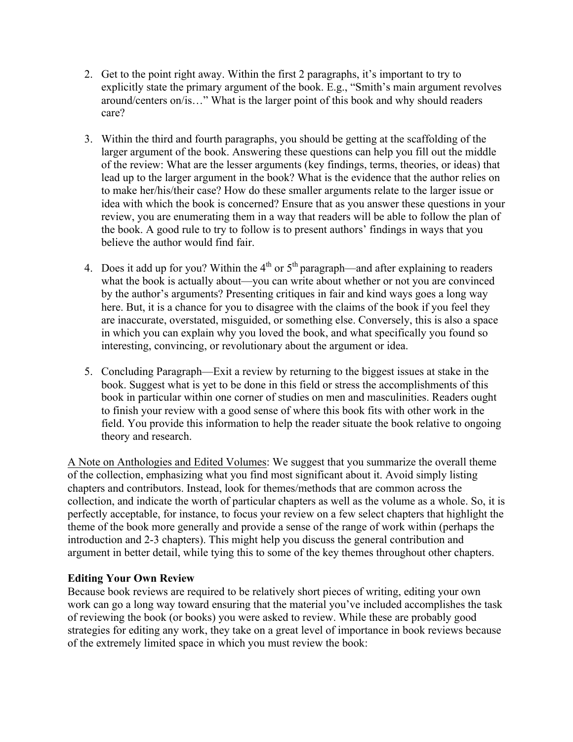2. Get to the point right away. Within the first 2 paragraphs, it's important to try to explicitly state the primary argument of the book. E.g., "Smith's main argument revolves around/centers on/is…" What is the larger point of this book and why should readers care?

3. Within the third and fourth paragraphs, you should be getting at the scaffolding of the larger argument of the book. Answering these questions can help you fill out the middle of the review: What are the lesser arguments (key findings, terms, theories, or ideas) that lead up to the larger argument in the book? What is the evidence that the author relies on to make her/his/their case? How do these smaller arguments relate to the larger issue or idea with which the book is concerned? Ensure that as you answer these questions in your review, you are enumerating them in a way that readers will be able to follow the plan of the book. A good rule to try to follow is to present authors' findings in ways that you believe the author would find fair.

4. Does it add up for you? Within the 4th or 5th paragraph—and after explaining to readers what the book is actually about—you can write about whether or not you are convinced by the author's arguments? Presenting critiques in fair and kind ways goes a long way here. But, it is a chance for you to disagree with the claims of the book if you feel they are inaccurate, overstated, misguided, or something else. Conversely, this is also a space in which you can explain why you loved the book, and what specifically you found so interesting, convincing, or revolutionary about the argument or idea.

5. Concluding Paragraph—Exit a review by returning to the biggest issues at stake in the book. Suggest what is yet to be done in this field or stress the accomplishments of this book in particular within one corner of studies on men and masculinities. Readers ought to finish your review with a good sense of where this book fits with other work in the field. You provide this information to help the reader situate the book relative to ongoing theory and research.

<u>A Note on Anthologies and Edited Volumes</u>: We suggest that you summarize the overall theme of the collection, emphasizing what you find most significant about it. Avoid simply listing chapters and contributors. Instead, look for themes/methods that are common across the collection, and indicate the worth of particular chapters as well as the volume as a whole. So, it is perfectly acceptable, for instance, to focus your review on a few select chapters that highlight the theme of the book more generally and provide a sense of the range of work within (perhaps the introduction and 2-3 chapters). This might help you discuss the general contribution and argument in better detail, while tying this to some of the key themes throughout other chapters.

**Editing Your Own Review**

Because book reviews are required to be relatively short pieces of writing, editing your own work can go a long way toward ensuring that the material you've included accomplishes the task of reviewing the book (or books) you were asked to review. While these are probably good strategies for editing any work, they take on a great level of importance in book reviews because of the extremely limited space in which you must review the book: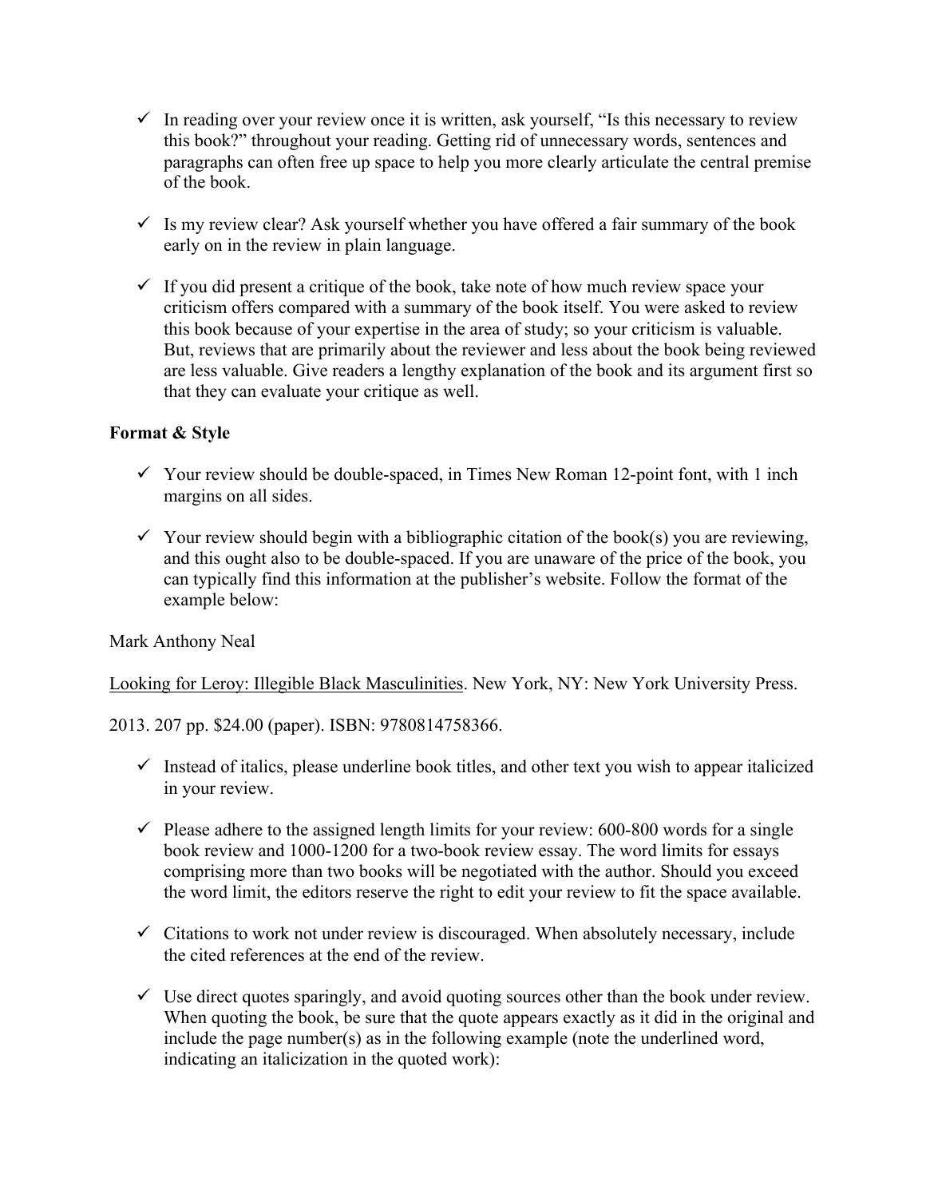- ✓ In reading over your review once it is written, ask yourself, "Is this necessary to review this book?" throughout your reading. Getting rid of unnecessary words, sentences and paragraphs can often free up space to help you more clearly articulate the central premise of the book.

- ✓ Is my review clear? Ask yourself whether you have offered a fair summary of the book early on in the review in plain language.

- ✓ If you did present a critique of the book, take note of how much review space your criticism offers compared with a summary of the book itself. You were asked to review this book because of your expertise in the area of study; so your criticism is valuable. But, reviews that are primarily about the reviewer and less about the book being reviewed are less valuable. Give readers a lengthy explanation of the book and its argument first so that they can evaluate your critique as well.

**Format & Style**

- ✓ Your review should be double-spaced, in Times New Roman 12-point font, with 1 inch margins on all sides.

- ✓ Your review should begin with a bibliographic citation of the book(s) you are reviewing, and this ought also to be double-spaced. If you are unaware of the price of the book, you can typically find this information at the publisher's website. Follow the format of the example below:

Mark Anthony Neal

<u>Looking for Leroy: Illegible Black Masculinities</u>. New York, NY: New York University Press.

2013. 207 pp. $24.00 (paper). ISBN: 9780814758366.

- ✓ Instead of italics, please underline book titles, and other text you wish to appear italicized in your review.

- ✓ Please adhere to the assigned length limits for your review: 600-800 words for a single book review and 1000-1200 for a two-book review essay. The word limits for essays comprising more than two books will be negotiated with the author. Should you exceed the word limit, the editors reserve the right to edit your review to fit the space available.

- ✓ Citations to work not under review is discouraged. When absolutely necessary, include the cited references at the end of the review.

- ✓ Use direct quotes sparingly, and avoid quoting sources other than the book under review. When quoting the book, be sure that the quote appears exactly as it did in the original and include the page number(s) as in the following example (note the underlined word, indicating an italicization in the quoted work):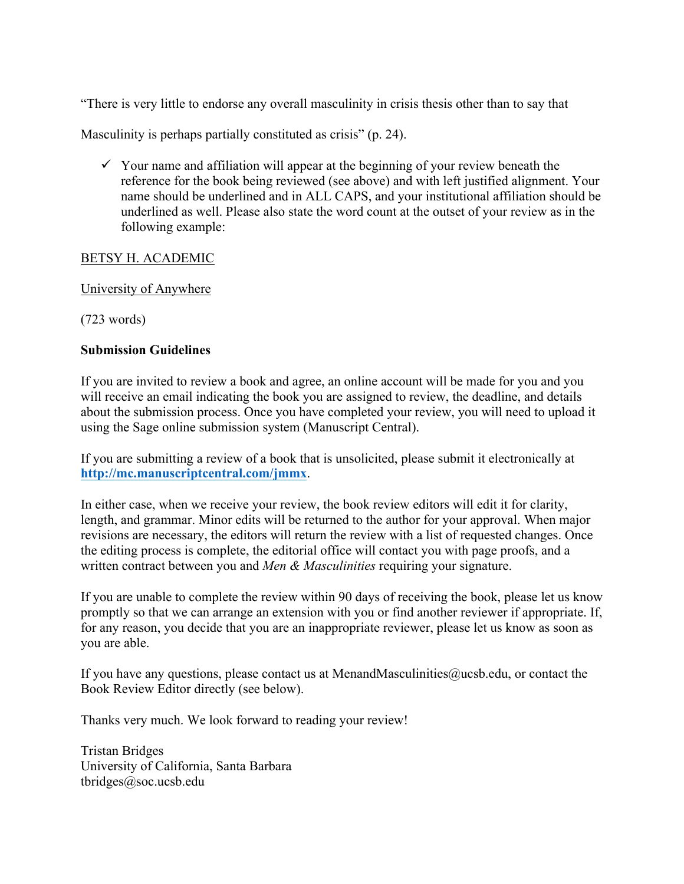"There is very little to endorse any overall masculinity in crisis thesis other than to say that

Masculinity is perhaps partially constituted as crisis" (p. 24).

- ✓ Your name and affiliation will appear at the beginning of your review beneath the reference for the book being reviewed (see above) and with left justified alignment. Your name should be underlined and in ALL CAPS, and your institutional affiliation should be underlined as well. Please also state the word count at the outset of your review as in the following example:

<u>BETSY H. ACADEMIC</u>

<u>University of Anywhere</u>

(723 words)

**Submission Guidelines**

If you are invited to review a book and agree, an online account will be made for you and you will receive an email indicating the book you are assigned to review, the deadline, and details about the submission process. Once you have completed your review, you will need to upload it using the Sage online submission system (Manuscript Central).

If you are submitting a review of a book that is unsolicited, please submit it electronically at **http://mc.manuscriptcentral.com/jmmx**.

In either case, when we receive your review, the book review editors will edit it for clarity, length, and grammar. Minor edits will be returned to the author for your approval. When major revisions are necessary, the editors will return the review with a list of requested changes. Once the editing process is complete, the editorial office will contact you with page proofs, and a written contract between you and *Men & Masculinities* requiring your signature.

If you are unable to complete the review within 90 days of receiving the book, please let us know promptly so that we can arrange an extension with you or find another reviewer if appropriate. If, for any reason, you decide that you are an inappropriate reviewer, please let us know as soon as you are able.

If you have any questions, please contact us at MenandMasculinities@ucsb.edu, or contact the Book Review Editor directly (see below).

Thanks very much. We look forward to reading your review!

Tristan Bridges
University of California, Santa Barbara
tbridges@soc.ucsb.edu